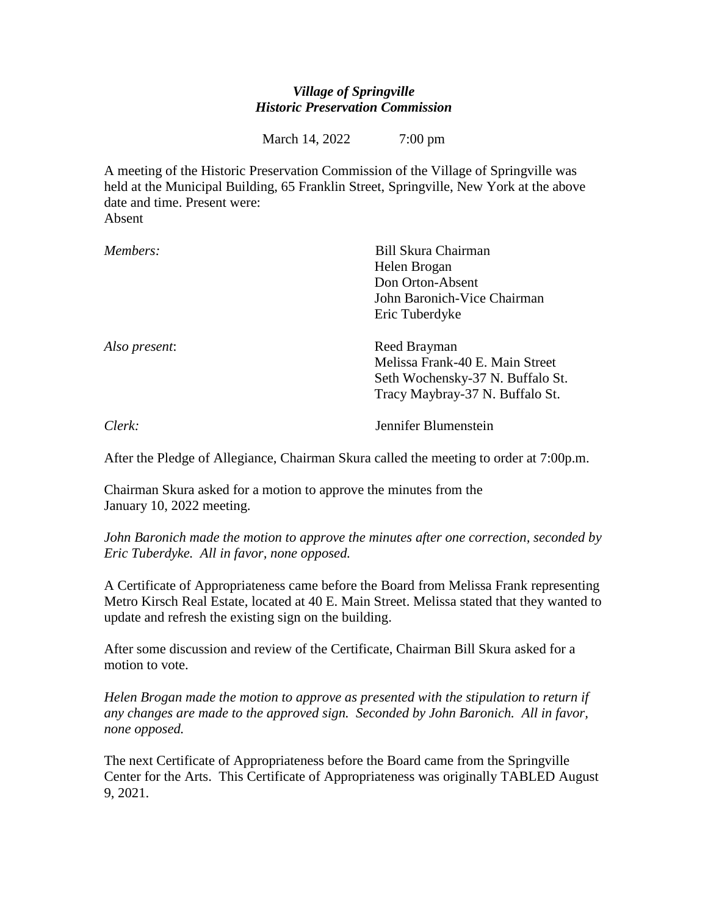***Village of Springville***
***Historic Preservation Commission***

March 14, 2022 7:00 pm

A meeting of the Historic Preservation Commission of the Village of Springville was held at the Municipal Building, 65 Franklin Street, Springville, New York at the above date and time. Present were:
Absent

*Members:*
Bill Skura Chairman
Helen Brogan
Don Orton-Absent
John Baronich-Vice Chairman
Eric Tuberdyke

*Also present*:
Reed Brayman
Melissa Frank-40 E. Main Street
Seth Wochensky-37 N. Buffalo St.
Tracy Maybray-37 N. Buffalo St.

*Clerk:*
Jennifer Blumenstein

After the Pledge of Allegiance, Chairman Skura called the meeting to order at 7:00p.m.

Chairman Skura asked for a motion to approve the minutes from the January 10, 2022 meeting.

*John Baronich made the motion to approve the minutes after one correction, seconded by Eric Tuberdyke. All in favor, none opposed.*

A Certificate of Appropriateness came before the Board from Melissa Frank representing Metro Kirsch Real Estate, located at 40 E. Main Street. Melissa stated that they wanted to update and refresh the existing sign on the building.

After some discussion and review of the Certificate, Chairman Bill Skura asked for a motion to vote.

*Helen Brogan made the motion to approve as presented with the stipulation to return if any changes are made to the approved sign. Seconded by John Baronich. All in favor, none opposed.*

The next Certificate of Appropriateness before the Board came from the Springville Center for the Arts. This Certificate of Appropriateness was originally TABLED August 9, 2021.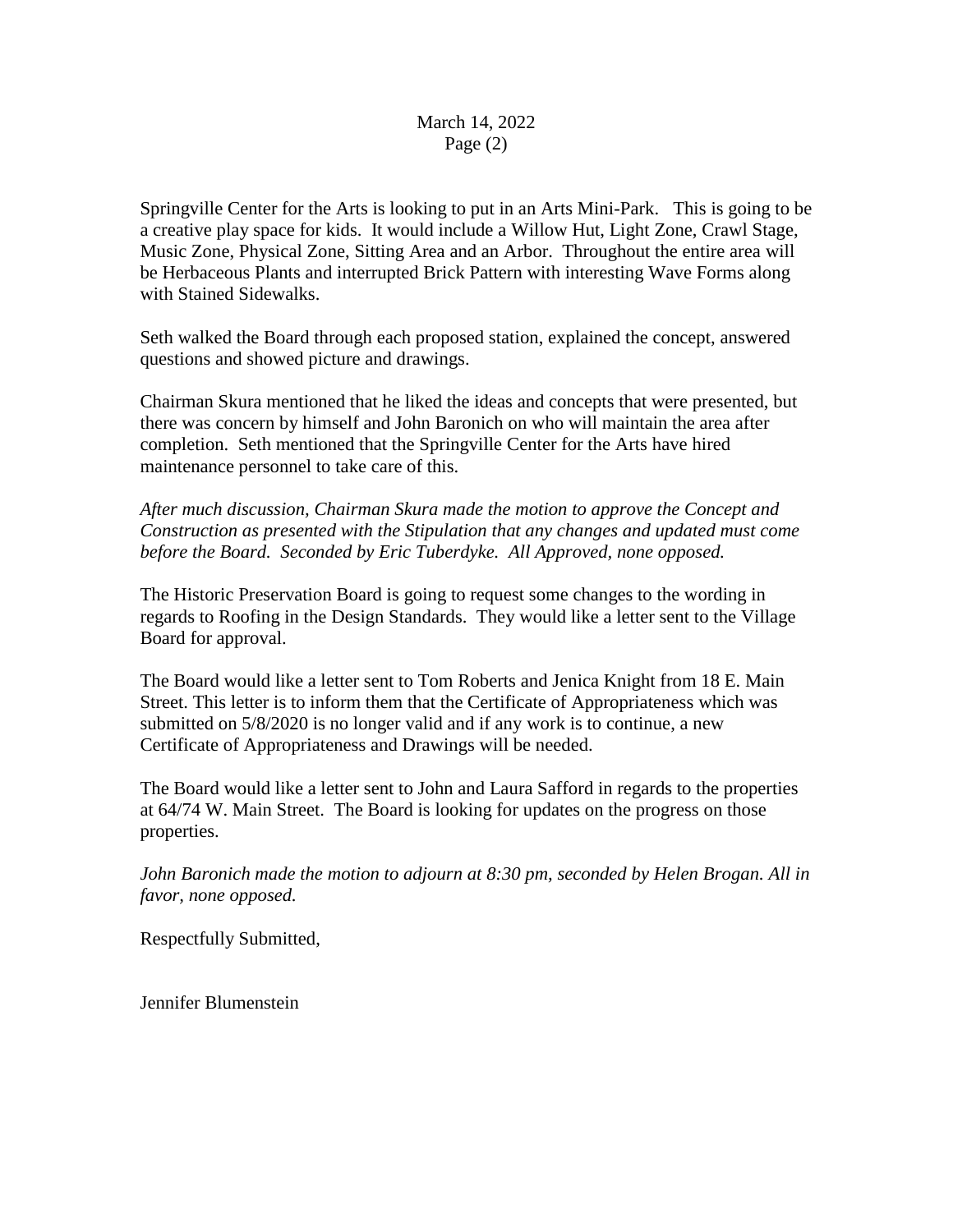Springville Center for the Arts is looking to put in an Arts Mini-Park. This is going to be a creative play space for kids. It would include a Willow Hut, Light Zone, Crawl Stage, Music Zone, Physical Zone, Sitting Area and an Arbor. Throughout the entire area will be Herbaceous Plants and interrupted Brick Pattern with interesting Wave Forms along with Stained Sidewalks.

Seth walked the Board through each proposed station, explained the concept, answered questions and showed picture and drawings.

Chairman Skura mentioned that he liked the ideas and concepts that were presented, but there was concern by himself and John Baronich on who will maintain the area after completion. Seth mentioned that the Springville Center for the Arts have hired maintenance personnel to take care of this.

*After much discussion, Chairman Skura made the motion to approve the Concept and Construction as presented with the Stipulation that any changes and updated must come before the Board. Seconded by Eric Tuberdyke. All Approved, none opposed.*

The Historic Preservation Board is going to request some changes to the wording in regards to Roofing in the Design Standards. They would like a letter sent to the Village Board for approval.

The Board would like a letter sent to Tom Roberts and Jenica Knight from 18 E. Main Street. This letter is to inform them that the Certificate of Appropriateness which was submitted on 5/8/2020 is no longer valid and if any work is to continue, a new Certificate of Appropriateness and Drawings will be needed.

The Board would like a letter sent to John and Laura Safford in regards to the properties at 64/74 W. Main Street. The Board is looking for updates on the progress on those properties.

*John Baronich made the motion to adjourn at 8:30 pm, seconded by Helen Brogan. All in favor, none opposed.*

Respectfully Submitted,

Jennifer Blumenstein